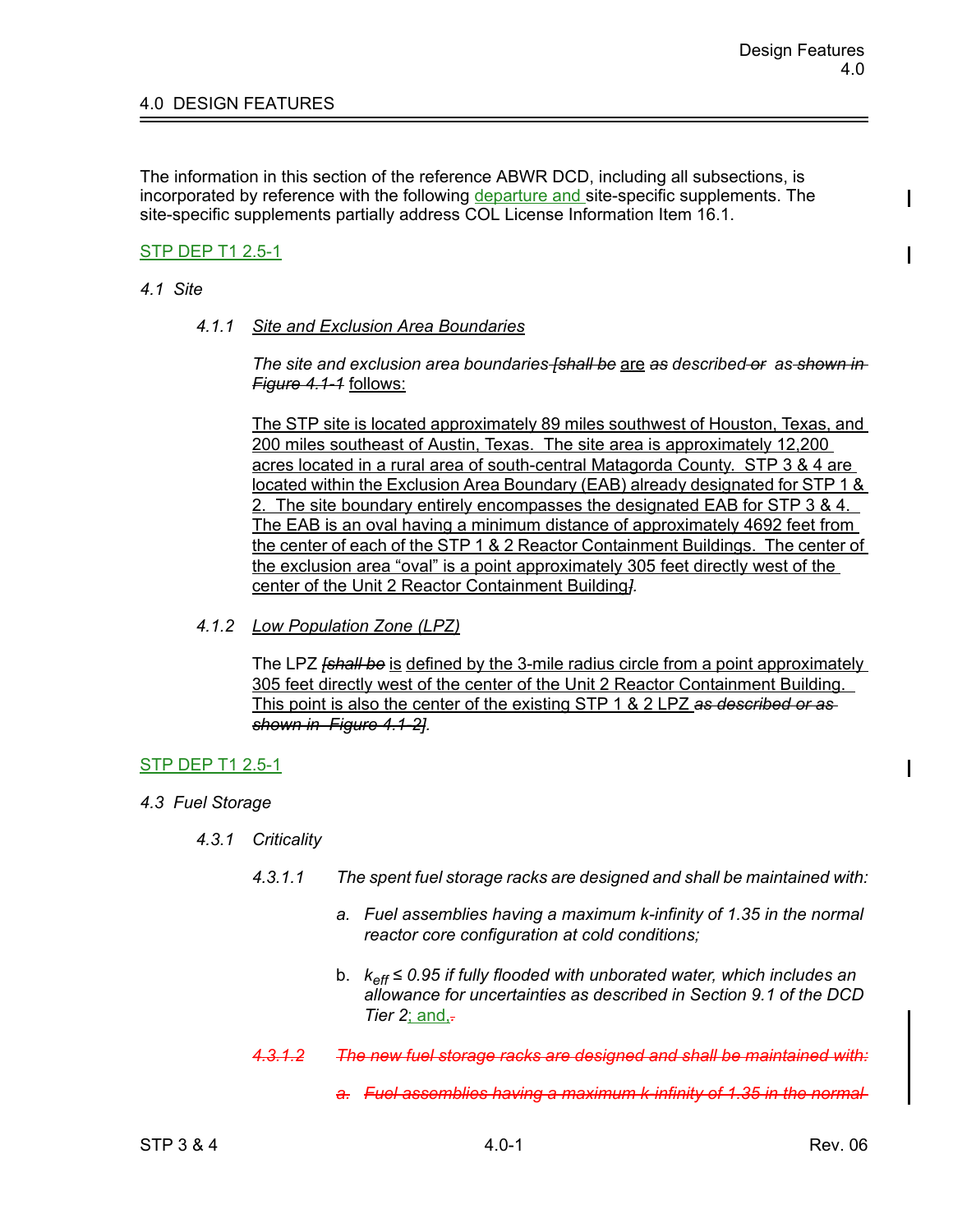# 4.0 DESIGN FEATURES

The information in this section of the reference ABWR DCD, including all subsections, is incorporated by reference with the following departure and site-specific supplements. The site-specific supplements partially address COL License Information Item 16.1.

STP DEP T1 2.5-1

*4.1 Site*

*4.1.1 Site and Exclusion Area Boundaries*

*The site and exclusion area boundaries ~~[shall be~~ are ~~as~~ described ~~or as shown in Figure 4.1-1~~ follows:*

The STP site is located approximately 89 miles southwest of Houston, Texas, and 200 miles southeast of Austin, Texas. The site area is approximately 12,200 acres located in a rural area of south-central Matagorda County. STP 3 & 4 are located within the Exclusion Area Boundary (EAB) already designated for STP 1 & 2. The site boundary entirely encompasses the designated EAB for STP 3 & 4. The EAB is an oval having a minimum distance of approximately 4692 feet from the center of each of the STP 1 & 2 Reactor Containment Buildings. The center of the exclusion area "oval" is a point approximately 305 feet directly west of the center of the Unit 2 Reactor Containment Building*].*

*4.1.2 Low Population Zone (LPZ)*

The LPZ ~~*[shall be*~~ is defined by the 3-mile radius circle from a point approximately 305 feet directly west of the center of the Unit 2 Reactor Containment Building. This point is also the center of the existing STP 1 & 2 LPZ ~~*as described or as shown in Figure 4.1-2*~~*].*

STP DEP T1 2.5-1

*4.3 Fuel Storage*

*4.3.1 Criticality*

*4.3.1.1 The spent fuel storage racks are designed and shall be maintained with:*

*a. Fuel assemblies having a maximum k-infinity of 1.35 in the normal reactor core configuration at cold conditions;*

b. *$k_{eff} \leq 0.95$ if fully flooded with unborated water, which includes an allowance for uncertainties as described in Section 9.1 of the DCD Tier 2*; and~~.~~

~~*4.3.1.2 The new fuel storage racks are designed and shall be maintained with:*~~

~~*a. Fuel assemblies having a maximum k-infinity of 1.35 in the normal*~~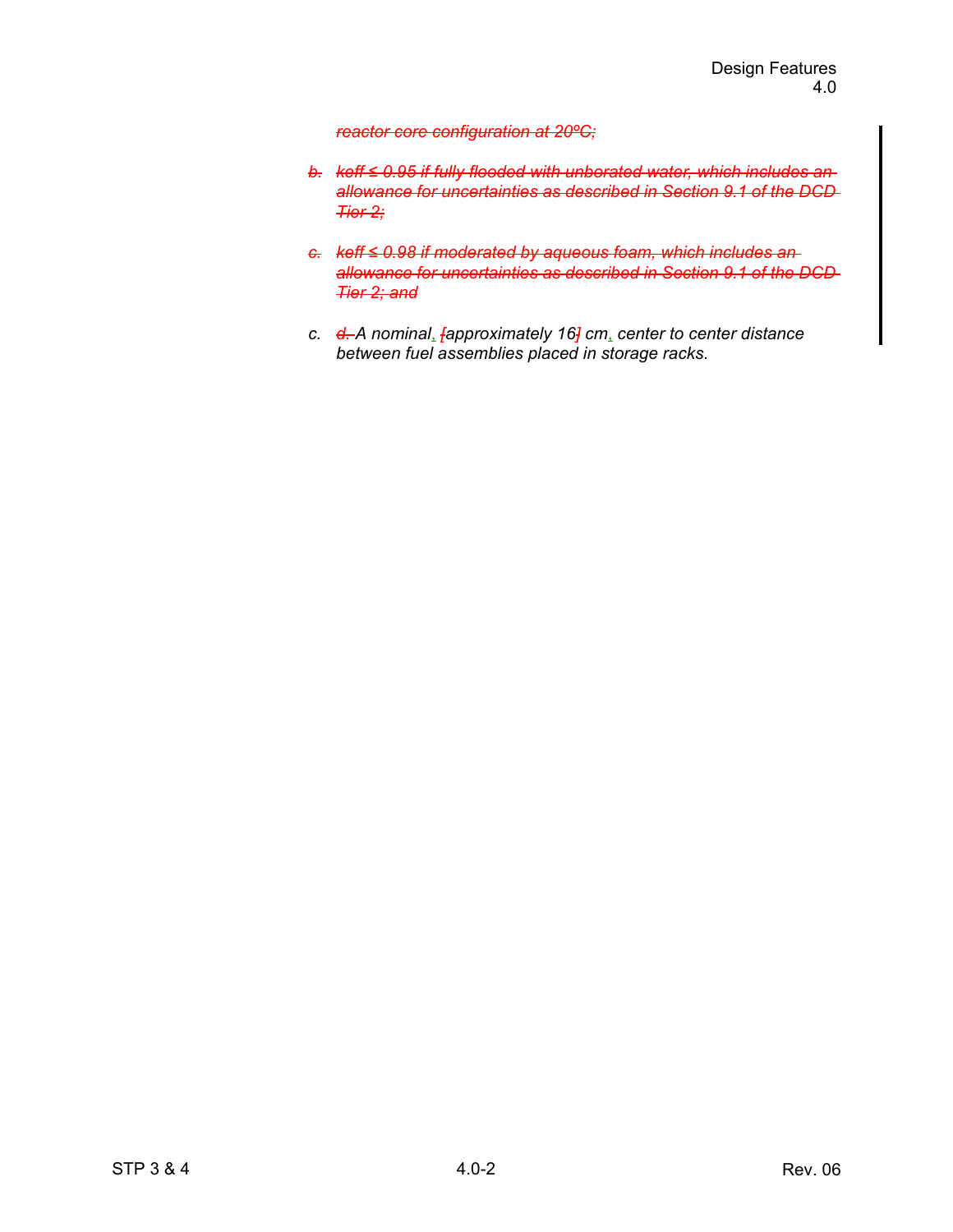~~*reactor core configuration at 20ºC;*~~

~~*b.*~~ ~~*keff ≤ 0.95 if fully flooded with unborated water, which includes an allowance for uncertainties as described in Section 9.1 of the DCD Tier 2;*~~

~~*c.*~~ ~~*keff ≤ 0.98 if moderated by aqueous foam, which includes an allowance for uncertainties as described in Section 9.1 of the DCD Tier 2; and*~~

*c.* ~~*d.*~~ *A nominal, ~~[~~approximately 16~~]~~ cm, center to center distance between fuel assemblies placed in storage racks.*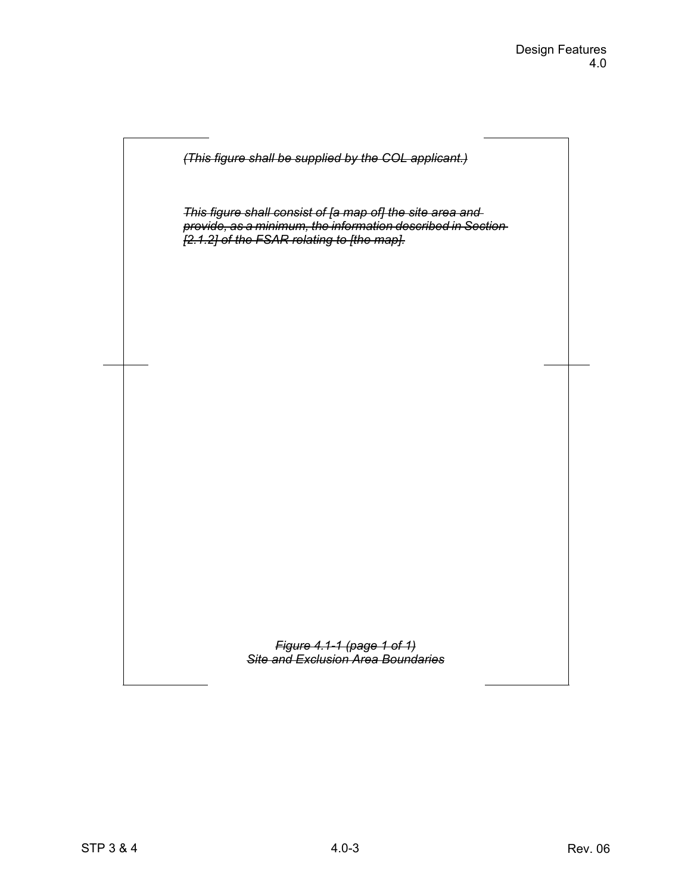~~*(This figure shall be supplied by the COL applicant.)*~~

~~*This figure shall consist of [a map of] the site area and provide, as a minimum, the information described in Section [2.1.2] of the FSAR relating to [the map].*~~

~~*Figure 4.1-1 (page 1 of 1)*~~
~~*Site and Exclusion Area Boundaries*~~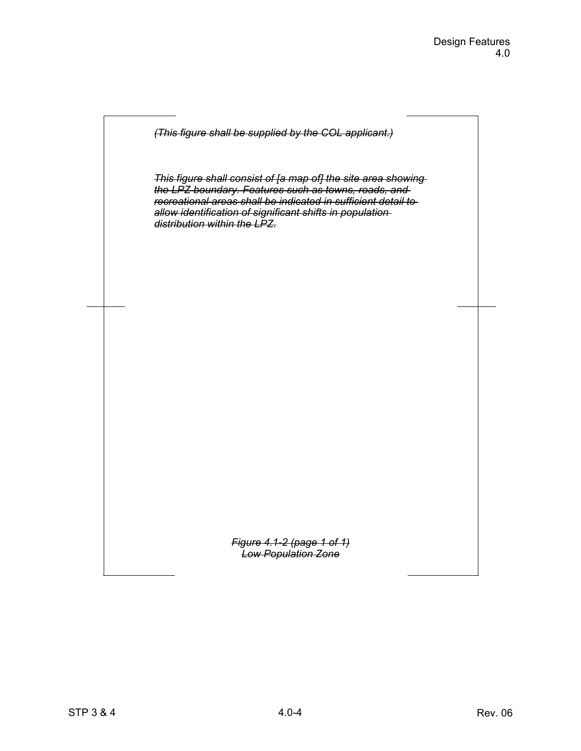~~*(This figure shall be supplied by the COL applicant.)*~~

~~*This figure shall consist of [a map of] the site area showing the LPZ boundary. Features such as towns, roads, and recreational areas shall be indicated in sufficient detail to allow identification of significant shifts in population distribution within the LPZ.*~~

~~*Figure 4.1-2 (page 1 of 1)*~~
~~*Low Population Zone*~~